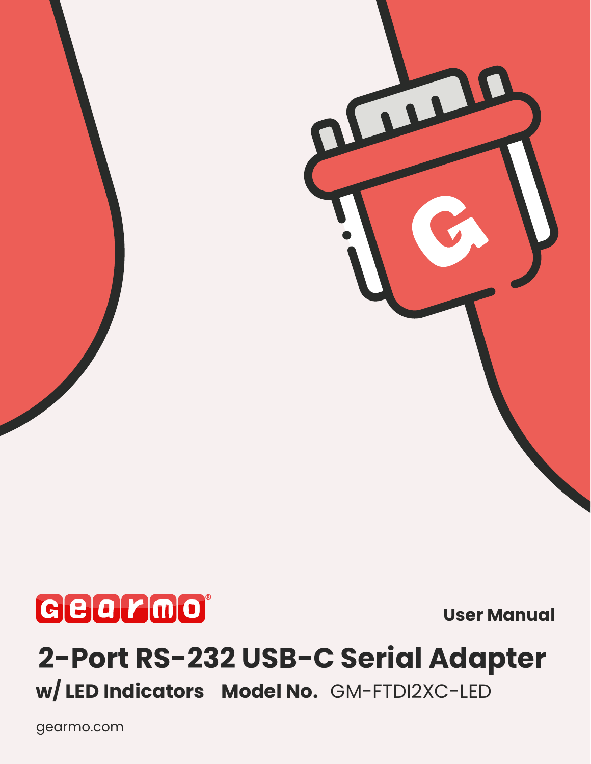gearmo®

**User Manual**

# 2-Port RS-232 USB-C Serial Adapter

**w/ LED Indicators** **Model No.** GM-FTDI2XC-LED

gearmo.com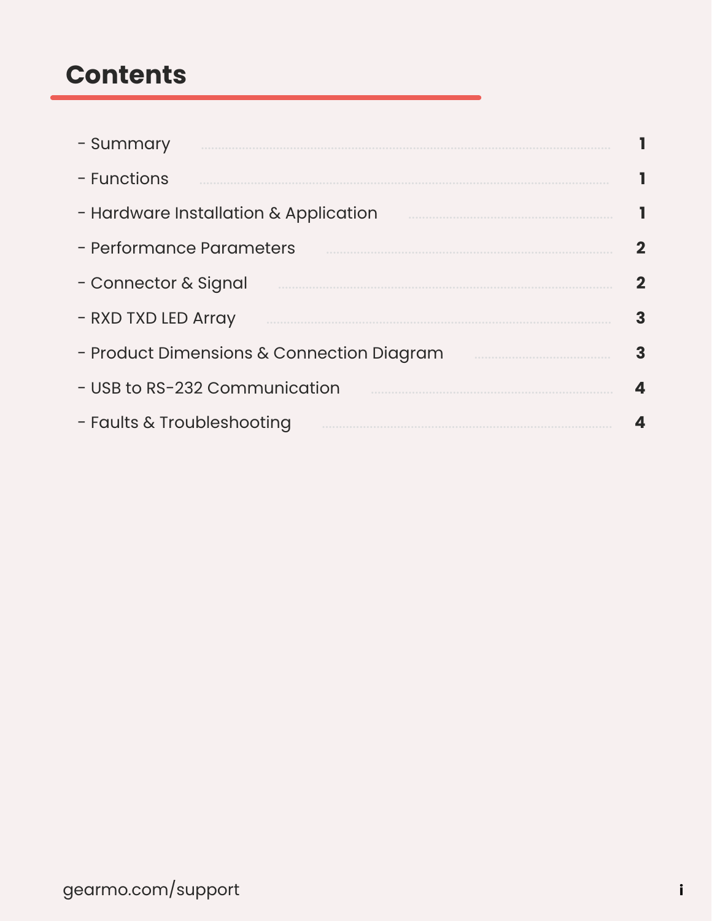# Contents

| | |
|---|---|
| - Summary | 1 |
| - Functions | 1 |
| - Hardware Installation & Application | 1 |
| - Performance Parameters | 2 |
| - Connector & Signal | 2 |
| - RXD TXD LED Array | 3 |
| - Product Dimensions & Connection Diagram | 3 |
| - USB to RS-232 Communication | 4 |
| - Faults & Troubleshooting | 4 |

gearmo.com/support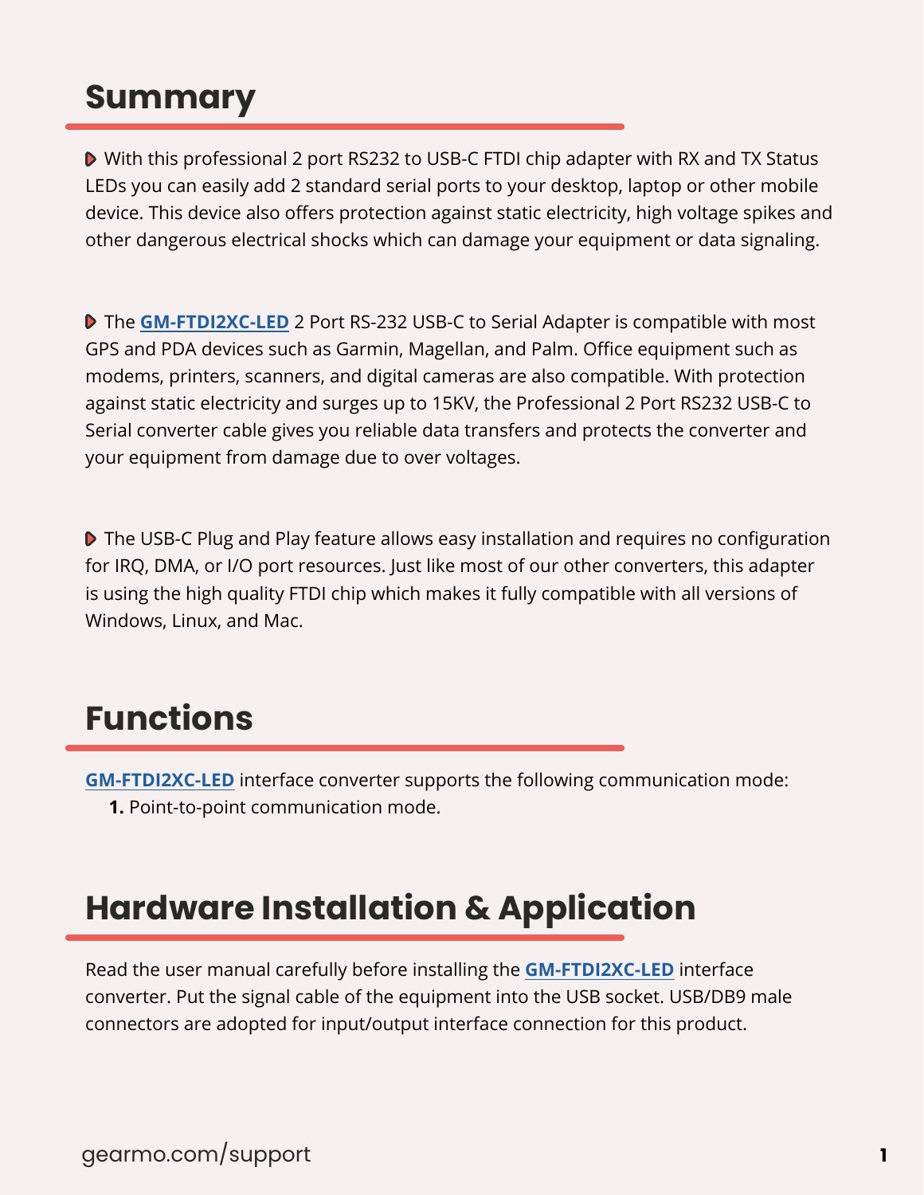## Summary

- With this professional 2 port RS232 to USB-C FTDI chip adapter with RX and TX Status LEDs you can easily add 2 standard serial ports to your desktop, laptop or other mobile device. This device also offers protection against static electricity, high voltage spikes and other dangerous electrical shocks which can damage your equipment or data signaling.

- The **GM-FTDI2XC-LED** 2 Port RS-232 USB-C to Serial Adapter is compatible with most GPS and PDA devices such as Garmin, Magellan, and Palm. Office equipment such as modems, printers, scanners, and digital cameras are also compatible. With protection against static electricity and surges up to 15KV, the Professional 2 Port RS232 USB-C to Serial converter cable gives you reliable data transfers and protects the converter and your equipment from damage due to over voltages.

- The USB-C Plug and Play feature allows easy installation and requires no configuration for IRQ, DMA, or I/O port resources. Just like most of our other converters, this adapter is using the high quality FTDI chip which makes it fully compatible with all versions of Windows, Linux, and Mac.

## Functions

**GM-FTDI2XC-LED** interface converter supports the following communication mode:

1. Point-to-point communication mode.

## Hardware Installation & Application

Read the user manual carefully before installing the **GM-FTDI2XC-LED** interface converter. Put the signal cable of the equipment into the USB socket. USB/DB9 male connectors are adopted for input/output interface connection for this product.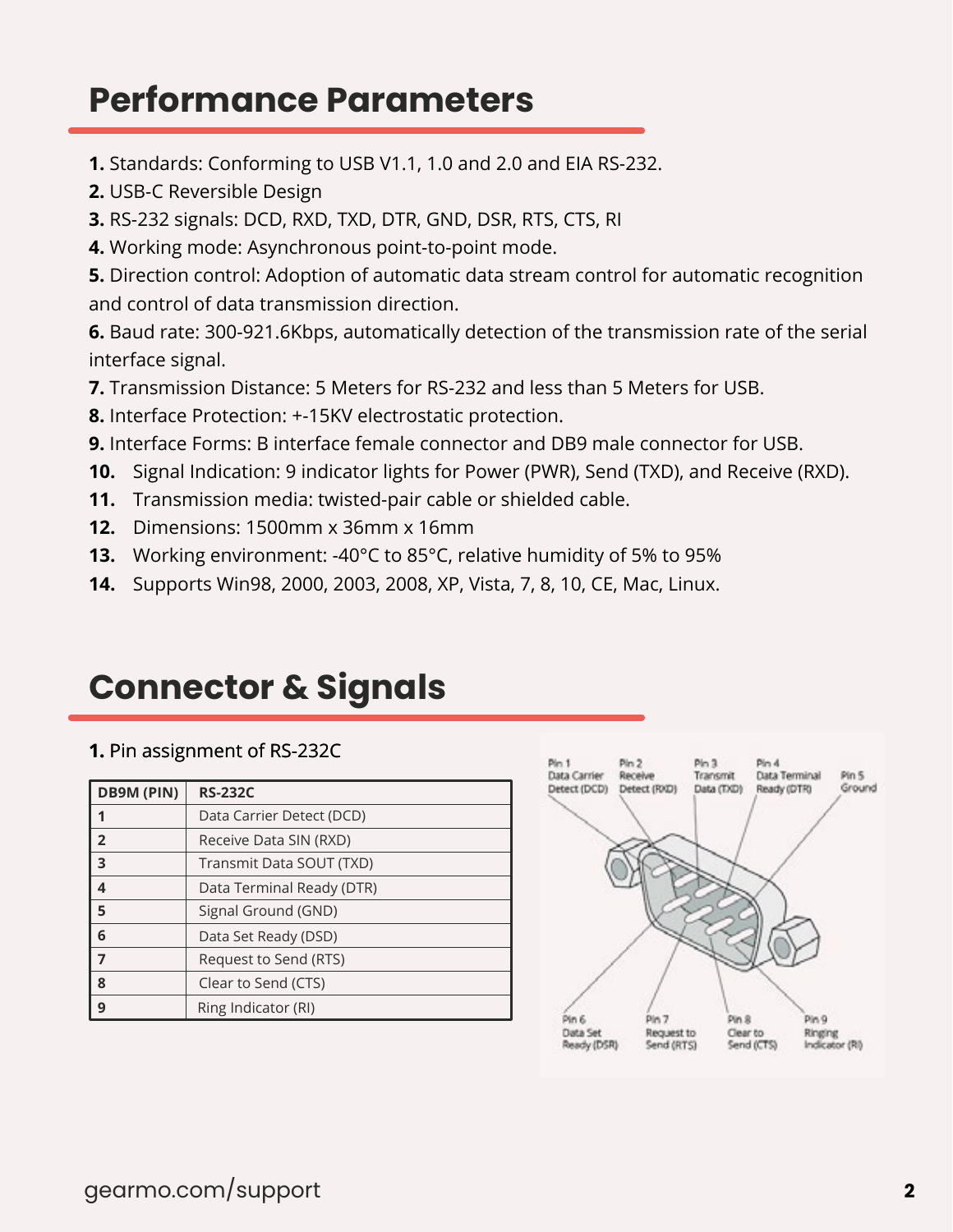## Performance Parameters

1. Standards: Conforming to USB V1.1, 1.0 and 2.0 and EIA RS-232.
2. USB-C Reversible Design
3. RS-232 signals: DCD, RXD, TXD, DTR, GND, DSR, RTS, CTS, RI
4. Working mode: Asynchronous point-to-point mode.
5. Direction control: Adoption of automatic data stream control for automatic recognition and control of data transmission direction.
6. Baud rate: 300-921.6Kbps, automatically detection of the transmission rate of the serial interface signal.
7. Transmission Distance: 5 Meters for RS-232 and less than 5 Meters for USB.
8. Interface Protection: +-15KV electrostatic protection.
9. Interface Forms: B interface female connector and DB9 male connector for USB.
10. Signal Indication: 9 indicator lights for Power (PWR), Send (TXD), and Receive (RXD).
11. Transmission media: twisted-pair cable or shielded cable.
12. Dimensions: 1500mm x 36mm x 16mm
13. Working environment: -40°C to 85°C, relative humidity of 5% to 95%
14. Supports Win98, 2000, 2003, 2008, XP, Vista, 7, 8, 10, CE, Mac, Linux.

## Connector & Signals

1. Pin assignment of RS-232C

| DB9M (PIN) | RS-232C |
|---|---|
| 1 | Data Carrier Detect (DCD) |
| 2 | Receive Data SIN (RXD) |
| 3 | Transmit Data SOUT (TXD) |
| 4 | Data Terminal Ready (DTR) |
| 5 | Signal Ground (GND) |
| 6 | Data Set Ready (DSD) |
| 7 | Request to Send (RTS) |
| 8 | Clear to Send (CTS) |
| 9 | Ring Indicator (RI) |

Pin 1 Data Carrier Detect (DCD)
Pin 2 Receive Detect (RXD)
Pin 3 Transmit Data (TXD)
Pin 4 Data Terminal Ready (DTR)
Pin 5 Ground
Pin 6 Data Set Ready (DSR)
Pin 7 Request to Send (RTS)
Pin 8 Clear to Send (CTS)
Pin 9 Ringing Indicator (RI)

gearmo.com/support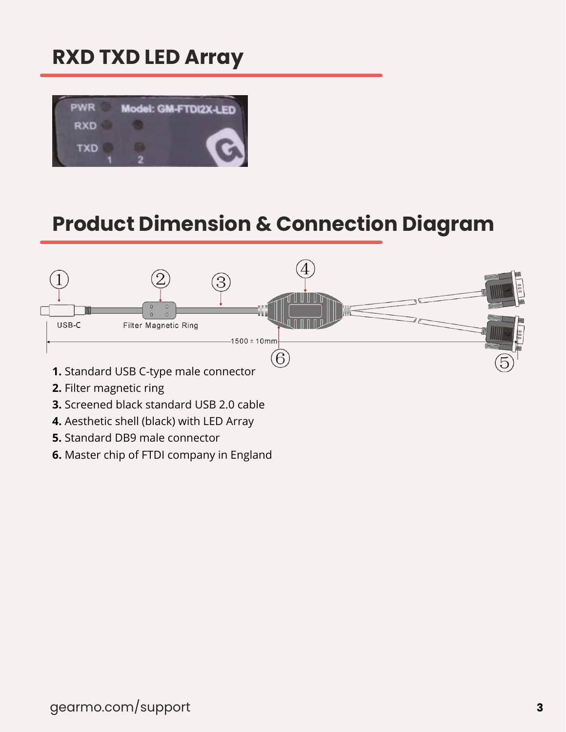## RXD TXD LED Array

## Product Dimension & Connection Diagram

1. Standard USB C-type male connector
2. Filter magnetic ring
3. Screened black standard USB 2.0 cable
4. Aesthetic shell (black) with LED Array
5. Standard DB9 male connector
6. Master chip of FTDI company in England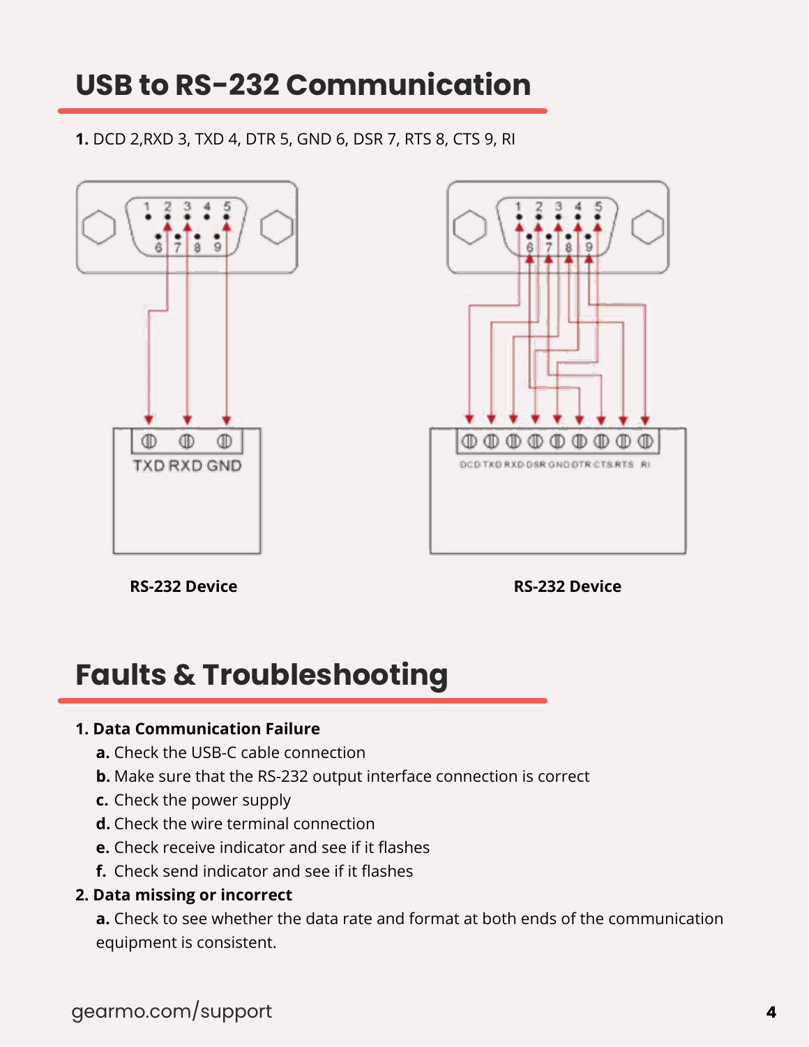## USB to RS-232 Communication

**1.** DCD 2,RXD 3, TXD 4, DTR 5, GND 6, DSR 7, RTS 8, CTS 9, RI

1 2 3 4 5
6 7 8 9

TXD RXD GND

**RS-232 Device**

1 2 3 4 5
6 7 8 9

DCD TXD RXD DSR GND DTR CTS RTS RI

**RS-232 Device**

## Faults & Troubleshooting

1. **Data Communication Failure**
   **a.** Check the USB-C cable connection
   **b.** Make sure that the RS-232 output interface connection is correct
   **c.** Check the power supply
   **d.** Check the wire terminal connection
   **e.** Check receive indicator and see if it flashes
   **f.** Check send indicator and see if it flashes
2. **Data missing or incorrect**
   **a.** Check to see whether the data rate and format at both ends of the communication equipment is consistent.

gearmo.com/support